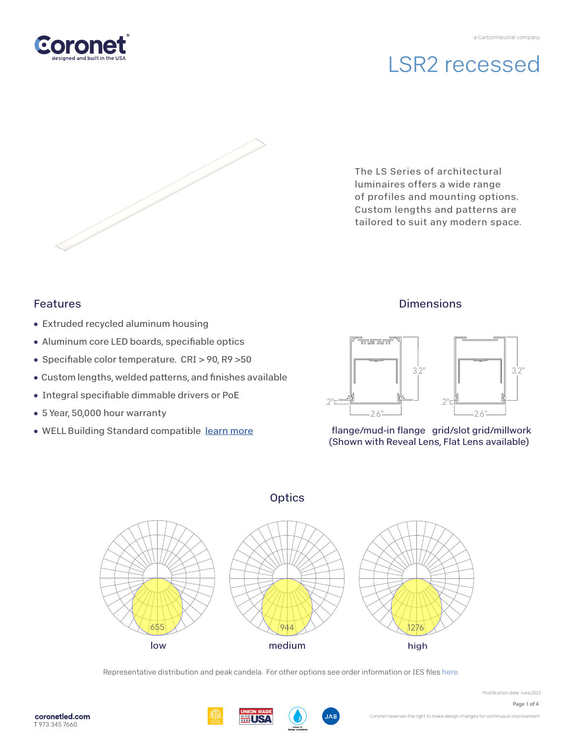a CarbonNeutral company

# LSR2 recessed

The LS Series of architectural luminaires offers a wide range of profiles and mounting options. Custom lengths and patterns are tailored to suit any modern space.

## Features

- Extruded recycled aluminum housing
- Aluminum core LED boards, specifiable optics
- Specifiable color temperature. CRI > 90, R9 >50
- Custom lengths, welded patterns, and finishes available
- Integral specifiable dimmable drivers or PoE
- 5 Year, 50,000 hour warranty
- WELL Building Standard compatible learn more

## Dimensions

3.2" | .2" | 2.6" — 3.2" | .2" | 2.6"

flange/mud-in flange grid/slot grid/millwork
(Shown with Reveal Lens, Flat Lens available)

## Optics

655 — low

944 — medium

1276 — high

Representative distribution and peak candela. For other options see order information or IES files here.

Modification date: June,2022

coronetled.com
T 973 345 7660

Coronet reserves the right to make design changes for continuous improvement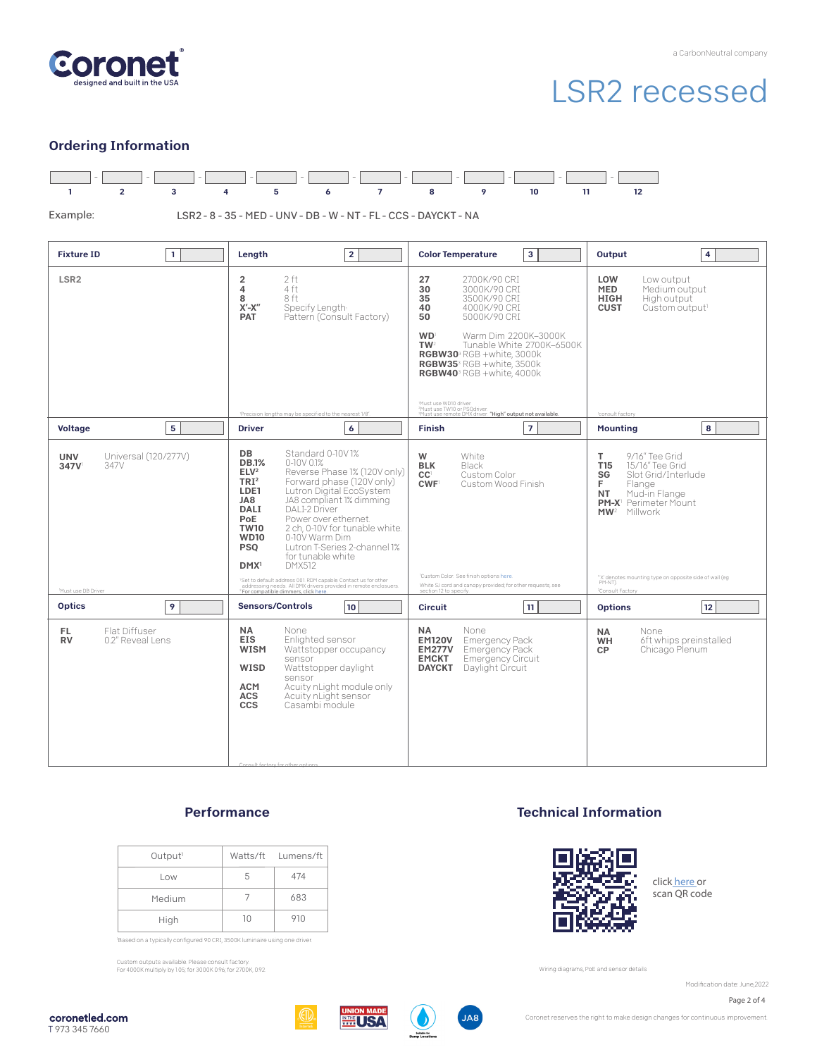Coronet
designed and built in the USA

a CarbonNeutral company

# LSR2 recessed

## Ordering Information

| 1 | 2 | 3 | 4 | 5 | 6 | 7 | 8 | 9 | 10 | 11 | 12 |
|---|---|---|---|---|---|---|---|---|---|---|---|
| | | | | | | | | | | | |

Example: LSR2 - 8 - 35 - MED - UNV - DB - W - NT - FL - CCS - DAYCKT - NA

### Fixture ID (1)

**LSR2**

### Length (2)

- **2** 2 ft
- **4** 4 ft
- **8** 8 ft
- **X'-X"** Specify Length[1]
- **PAT** Pattern (Consult Factory)

[1]Precision lengths may be specified to the nearest 1/8"

### Color Temperature (3)

- **27** 2700K/90 CRI
- **30** 3000K/90 CRI
- **35** 3500K/90 CRI
- **40** 4000K/90 CRI
- **50** 5000K/90 CRI
- **WD**[1] Warm Dim 2200K–3000K
- **TW**[2] Tunable White 2700K–6500K
- **RGBW30**[3] RGB +white, 3000k
- **RGBW35**[3] RGB +white, 3500k
- **RGBW40**[3] RGB +white, 4000k

[1]Must use WD10 driver
[2]Must use TW10 or PSQdriver
[3]Must use remote DMX driver. **"High" output not available.**

### Output (4)

- **LOW** Low output
- **MED** Medium output
- **HIGH** High output
- **CUST** Custom output[1]

[1]consult factory

### Voltage (5)

- **UNV** Universal (120/277V)
- **347V**[1] 347V

[1]Must use DB Driver

### Driver (6)

- **DB** Standard 0-10V 1%
- **DB.1%** 0-10V 0.1%
- **ELV**[2] Reverse Phase 1% (120V only)
- **TRI**[2] Forward phase (120V only)
- **LDE1** Lutron Digital EcoSystem
- **JA8** JA8 compliant 1% dimming
- **DALI** DALI-2 Driver
- **PoE** Power over ethernet
- **TW10** 2 ch, 0-10V for tunable white
- **WD10** 0-10V Warm Dim
- **PSQ** Lutron T-Series 2-channel 1% for tunable white
- **DMX**[1] DMX512

[1]Set to default address 001. RDM capable. Contact us for other addressing needs. All DMX drivers provided in remote enclosures.
[2]For compatible dimmers, click here

### Finish (7)

- **W** White
- **BLK** Black
- **CC**[1] Custom Color
- **CWF**[1] Custom Wood Finish

[1]Custom Color. See finish options here.
White SJ cord and canopy provided, for other requests, see section 12 to specify

### Mounting (8)

- **T** 9/16" Tee Grid
- **T15** 15/16" Tee Grid
- **SG** Slot Grid/Interlude
- **F** Flange
- **NT** Mud-in Flange
- **PM-X**[1] Perimeter Mount
- **MW**[2] Millwork

[1]"X" denotes mounting type on opposite side of wall (eg PM-NT)
[2]Consult Factory

### Optics (9)

- **FL** Flat Diffuser
- **RV** 0.2" Reveal Lens

### Sensors/Controls (10)

- **NA** None
- **EIS** Enlighted sensor
- **WISM** Wattstopper occupancy sensor
- **WISD** Wattstopper daylight sensor
- **ACM** Acuity nLight module only
- **ACS** Acuity nLight sensor
- **CCS** Casambi module

Consult factory for other options

### Circuit (11)

- **NA** None
- **EM120V** Emergency Pack
- **EM277V** Emergency Pack
- **EMCKT** Emergency Circuit
- **DAYCKT** Daylight Circuit

### Options (12)

- **NA** None
- **WH** 6ft whips preinstalled
- **CP** Chicago Plenum

## Performance

| Output[1] | Watts/ft | Lumens/ft |
|---|---|---|
| Low | 5 | 474 |
| Medium | 7 | 683 |
| High | 10 | 910 |

[1]Based on a typically configured 90 CRI, 3500K luminaire using one driver

Custom outputs available. Please consult factory.
For 4000K multiply by 1.05; for 3000K 0.96; for 2700K, 0.92

## Technical Information

click here or scan QR code

Wiring diagrams, PoE and sensor details

Modification date: June,2022

coronetled.com
T 973 345 7660

Coronet reserves the right to make design changes for continuous improvement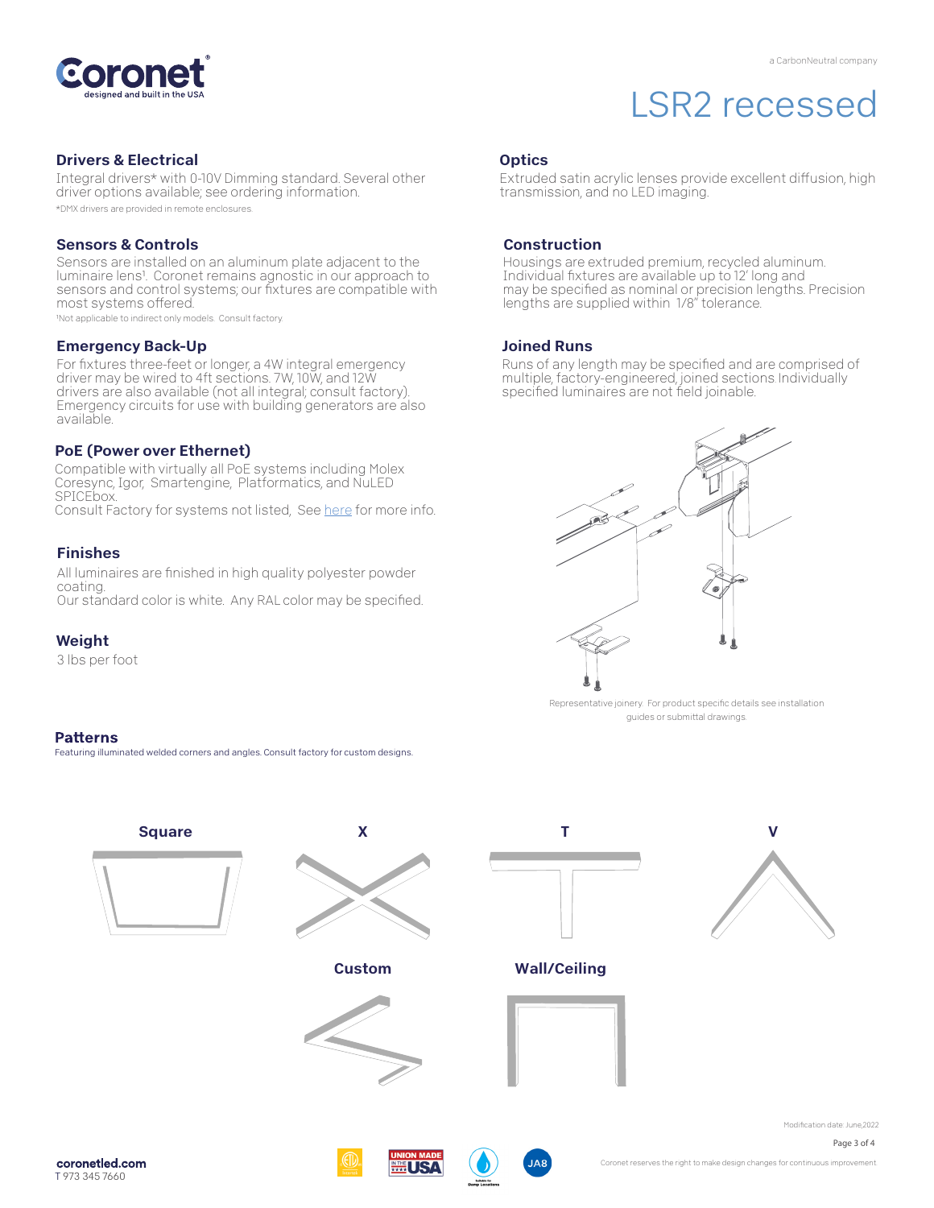# LSR2 recessed

## Drivers & Electrical

Integral drivers* with 0-10V Dimming standard. Several other driver options available; see ordering information.

*DMX drivers are provided in remote enclosures.

## Sensors & Controls

Sensors are installed on an aluminum plate adjacent to the luminaire lens[1]. Coronet remains agnostic in our approach to sensors and control systems; our fixtures are compatible with most systems offered.

[1]Not applicable to indirect only models. Consult factory.

## Emergency Back-Up

For fixtures three-feet or longer, a 4W integral emergency driver may be wired to 4ft sections. 7W, 10W, and 12W drivers are also available (not all integral; consult factory). Emergency circuits for use with building generators are also available.

## PoE (Power over Ethernet)

Compatible with virtually all PoE systems including Molex Coresync, Igor, Smartengine, Platformatics, and NuLED SPICEbox.
Consult Factory for systems not listed, See here for more info.

## Finishes

All luminaires are finished in high quality polyester powder coating.
Our standard color is white. Any RAL color may be specified.

## Weight

3 lbs per foot

## Optics

Extruded satin acrylic lenses provide excellent diffusion, high transmission, and no LED imaging.

## Construction

Housings are extruded premium, recycled aluminum. Individual fixtures are available up to 12' long and may be specified as nominal or precision lengths. Precision lengths are supplied within 1/8" tolerance.

## Joined Runs

Runs of any length may be specified and are comprised of multiple, factory-engineered, joined sections. Individually specified luminaires are not field joinable.

Representative joinery. For product specific details see installation guides or submittal drawings.

## Patterns

Featuring illuminated welded corners and angles. Consult factory for custom designs.

Square

X

T

V

Custom

Wall/Ceiling

Modification date: June,2022

coronetled.com
T 973 345 7660

Coronet reserves the right to make design changes for continuous improvement.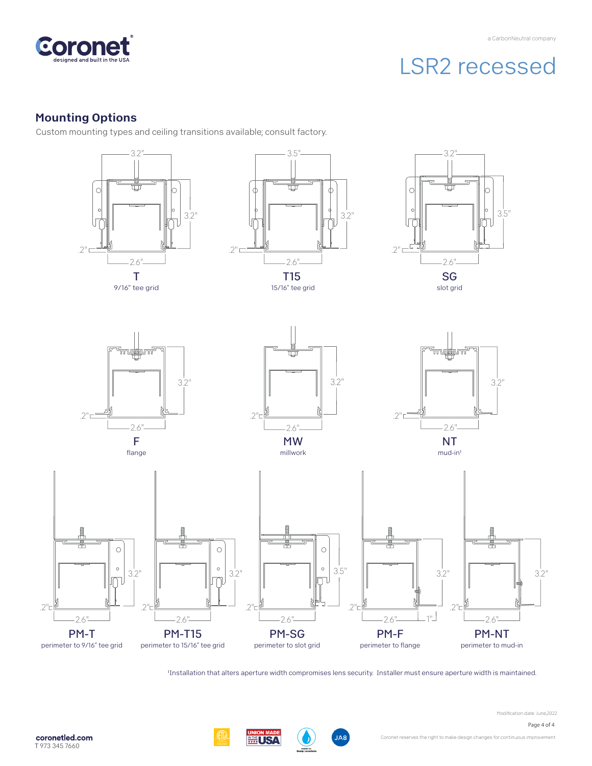# LSR2 recessed

## Mounting Options

Custom mounting types and ceiling transitions available; consult factory.

3.2"
3.2"
.2"
2.6"
**T**
9/16" tee grid

3.5"
3.2"
.2"
2.6"
**T15**
15/16" tee grid

3.2"
3.5"
.2"
2.6"
**SG**
slot grid

3.2"
.2"
2.6"
**F**
flange

3.2"
.2"
2.6"
**MW**
millwork

3.2"
.2"
2.6"
**NT**
mud-in[1]

3.2"
.2"
2.6"
**PM-T**
perimeter to 9/16" tee grid

3.2"
.2"
2.6"
**PM-T15**
perimeter to 15/16" tee grid

3.5"
.2"
2.6"
**PM-SG**
perimeter to slot grid

3.2"
.2"
2.6"
1"
**PM-F**
perimeter to flange

3.2"
.2"
2.6"
**PM-NT**
perimeter to mud-in

[1]Installation that alters aperture width compromises lens security. Installer must ensure aperture width is maintained.

Modification date: June,2022

**coronetled.com**
T 973 345 7660

Coronet reserves the right to make design changes for continuous improvement